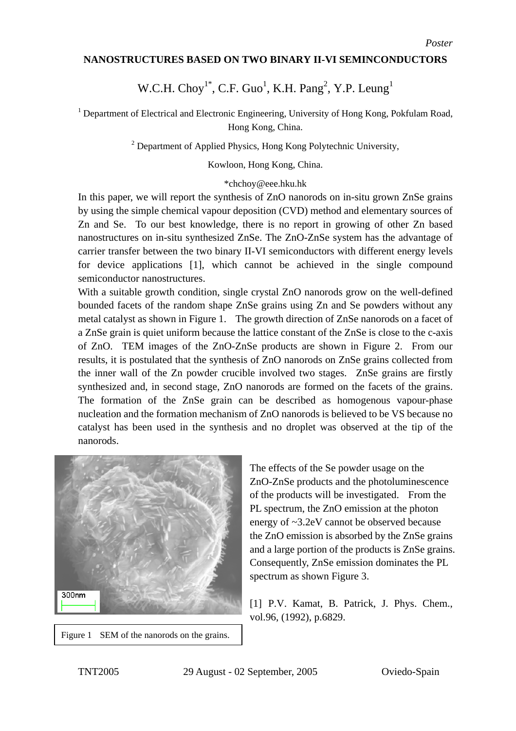*Poster*

# NANOSTRUCTURES BASED ON TWO BINARY II-VI SEMINCONDUCTORS

W.C.H. Choy[1*], C.F. Guo[1], K.H. Pang[2], Y.P. Leung[1]

[1] Department of Electrical and Electronic Engineering, University of Hong Kong, Pokfulam Road, Hong Kong, China.

[2] Department of Applied Physics, Hong Kong Polytechnic University,

Kowloon, Hong Kong, China.

*chchoy@eee.hku.hk

In this paper, we will report the synthesis of ZnO nanorods on in-situ grown ZnSe grains by using the simple chemical vapour deposition (CVD) method and elementary sources of Zn and Se. To our best knowledge, there is no report in growing of other Zn based nanostructures on in-situ synthesized ZnSe. The ZnO-ZnSe system has the advantage of carrier transfer between the two binary II-VI semiconductors with different energy levels for device applications [1], which cannot be achieved in the single compound semiconductor nanostructures.

With a suitable growth condition, single crystal ZnO nanorods grow on the well-defined bounded facets of the random shape ZnSe grains using Zn and Se powders without any metal catalyst as shown in Figure 1. The growth direction of ZnSe nanorods on a facet of a ZnSe grain is quiet uniform because the lattice constant of the ZnSe is close to the c-axis of ZnO. TEM images of the ZnO-ZnSe products are shown in Figure 2. From our results, it is postulated that the synthesis of ZnO nanorods on ZnSe grains collected from the inner wall of the Zn powder crucible involved two stages. ZnSe grains are firstly synthesized and, in second stage, ZnO nanorods are formed on the facets of the grains. The formation of the ZnSe grain can be described as homogenous vapour-phase nucleation and the formation mechanism of ZnO nanorods is believed to be VS because no catalyst has been used in the synthesis and no droplet was observed at the tip of the nanorods.

Figure 1 SEM of the nanorods on the grains.

The effects of the Se powder usage on the ZnO-ZnSe products and the photoluminescence of the products will be investigated. From the PL spectrum, the ZnO emission at the photon energy of ~3.2eV cannot be observed because the ZnO emission is absorbed by the ZnSe grains and a large portion of the products is ZnSe grains. Consequently, ZnSe emission dominates the PL spectrum as shown Figure 3.

[1] P.V. Kamat, B. Patrick, J. Phys. Chem., vol.96, (1992), p.6829.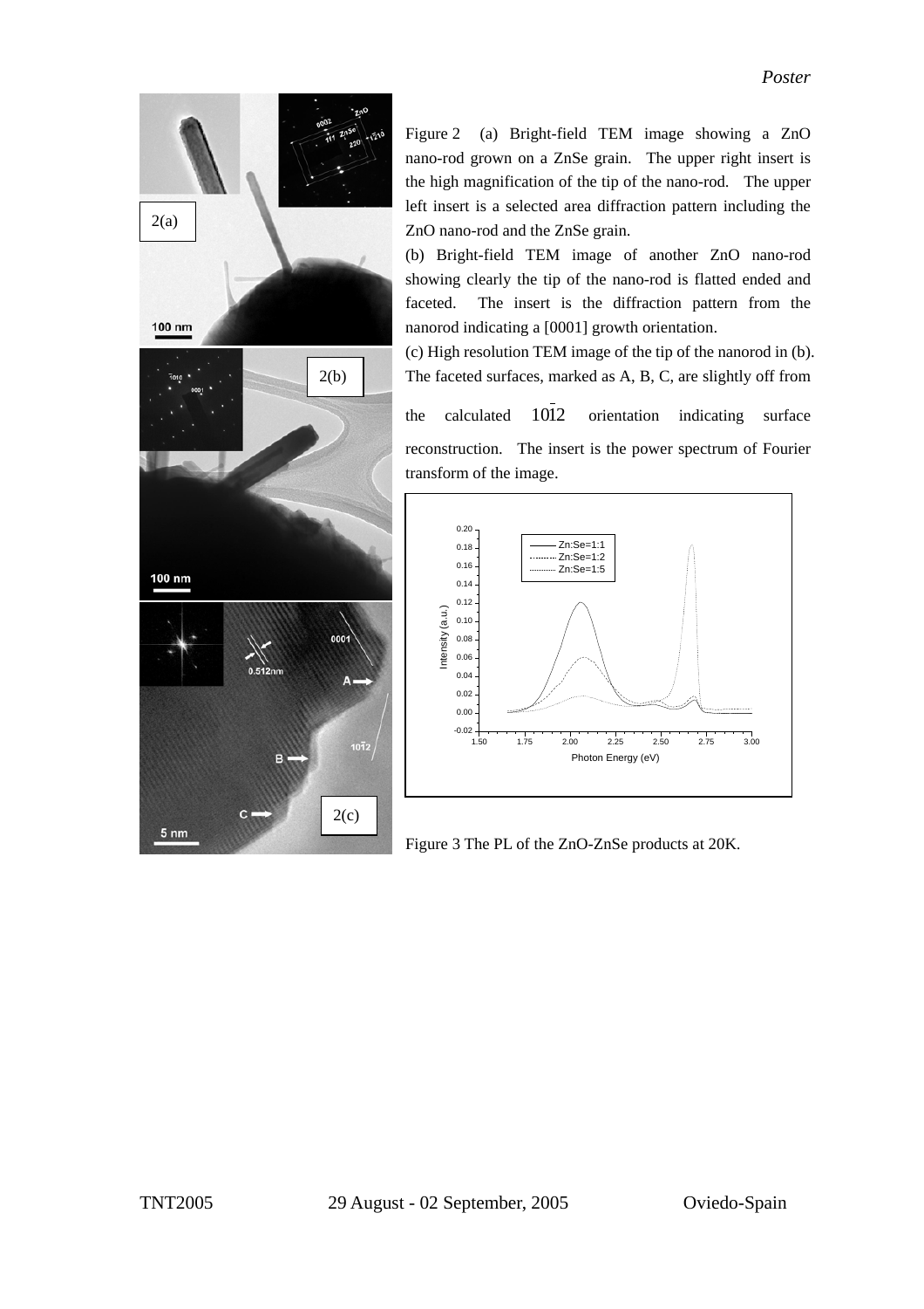2(a)

100 nm

0002
ZnO
111 ZnSe
220
$\bar{1}2\bar{1}0$

2(b)

$\bar{1}010$
0001

100 nm

2(c)

0.512nm
0001
A
B
C
$10\bar{1}2$
5 nm

Figure 2 (a) Bright-field TEM image showing a ZnO nano-rod grown on a ZnSe grain. The upper right insert is the high magnification of the tip of the nano-rod. The upper left insert is a selected area diffraction pattern including the ZnO nano-rod and the ZnSe grain.

(b) Bright-field TEM image of another ZnO nano-rod showing clearly the tip of the nano-rod is flatted ended and faceted. The insert is the diffraction pattern from the nanorod indicating a [0001] growth orientation.

(c) High resolution TEM image of the tip of the nanorod in (b). The faceted surfaces, marked as A, B, C, are slightly off from the calculated $10\bar{1}2$ orientation indicating surface reconstruction. The insert is the power spectrum of Fourier transform of the image.

Zn:Se=1:1
Zn:Se=1:2
Zn:Se=1:5

Intensity (a.u.)

0.20
0.18
0.16
0.14
0.12
0.10
0.08
0.06
0.04
0.02
0.00
-0.02

1.50
1.75
2.00
2.25
2.50
2.75
3.00

Photon Energy (eV)

Figure 3 The PL of the ZnO-ZnSe products at 20K.